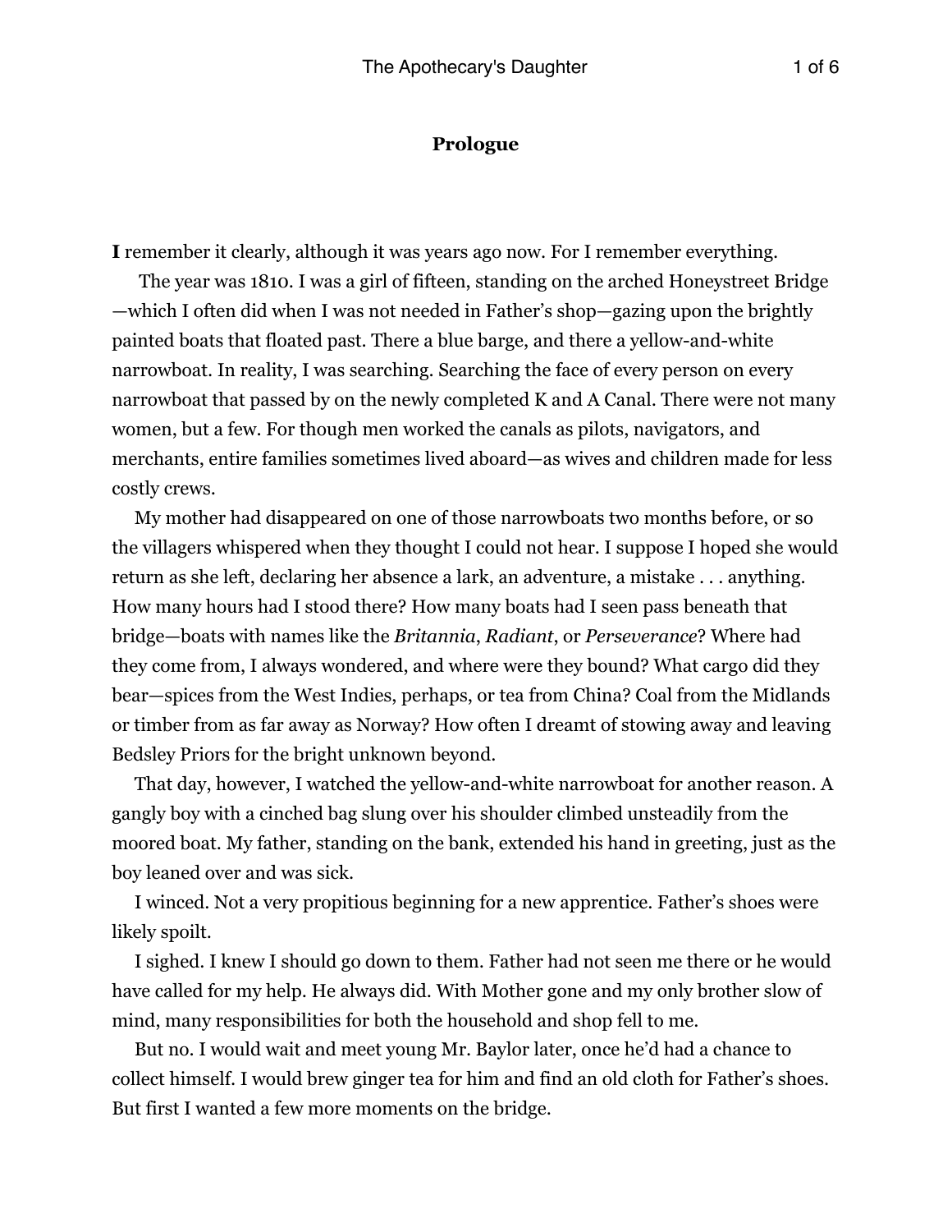## Prologue

**I** remember it clearly, although it was years ago now. For I remember everything.

The year was 1810. I was a girl of fifteen, standing on the arched Honeystreet Bridge—which I often did when I was not needed in Father's shop—gazing upon the brightly painted boats that floated past. There a blue barge, and there a yellow-and-white narrowboat. In reality, I was searching. Searching the face of every person on every narrowboat that passed by on the newly completed K and A Canal. There were not many women, but a few. For though men worked the canals as pilots, navigators, and merchants, entire families sometimes lived aboard—as wives and children made for less costly crews.

My mother had disappeared on one of those narrowboats two months before, or so the villagers whispered when they thought I could not hear. I suppose I hoped she would return as she left, declaring her absence a lark, an adventure, a mistake . . . anything. How many hours had I stood there? How many boats had I seen pass beneath that bridge—boats with names like the *Britannia*, *Radiant*, or *Perseverance*? Where had they come from, I always wondered, and where were they bound? What cargo did they bear—spices from the West Indies, perhaps, or tea from China? Coal from the Midlands or timber from as far away as Norway? How often I dreamt of stowing away and leaving Bedsley Priors for the bright unknown beyond.

That day, however, I watched the yellow-and-white narrowboat for another reason. A gangly boy with a cinched bag slung over his shoulder climbed unsteadily from the moored boat. My father, standing on the bank, extended his hand in greeting, just as the boy leaned over and was sick.

I winced. Not a very propitious beginning for a new apprentice. Father's shoes were likely spoilt.

I sighed. I knew I should go down to them. Father had not seen me there or he would have called for my help. He always did. With Mother gone and my only brother slow of mind, many responsibilities for both the household and shop fell to me.

But no. I would wait and meet young Mr. Baylor later, once he'd had a chance to collect himself. I would brew ginger tea for him and find an old cloth for Father's shoes. But first I wanted a few more moments on the bridge.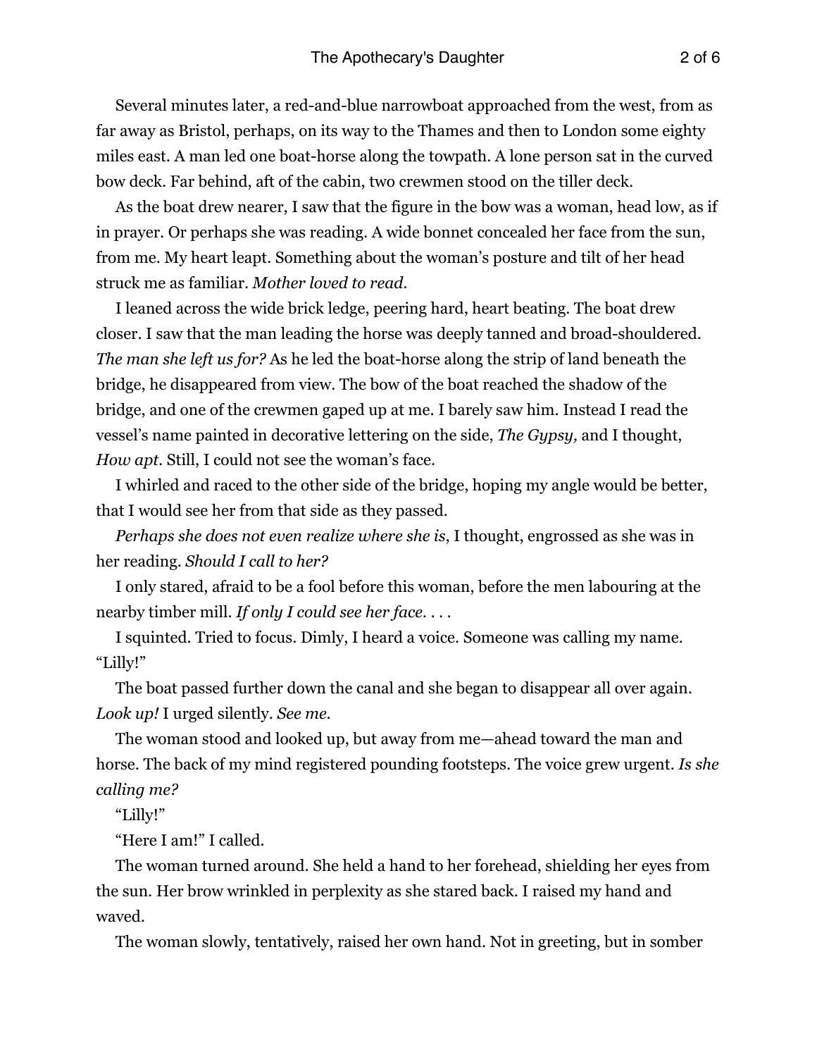Several minutes later, a red-and-blue narrowboat approached from the west, from as far away as Bristol, perhaps, on its way to the Thames and then to London some eighty miles east. A man led one boat-horse along the towpath. A lone person sat in the curved bow deck. Far behind, aft of the cabin, two crewmen stood on the tiller deck.

As the boat drew nearer, I saw that the figure in the bow was a woman, head low, as if in prayer. Or perhaps she was reading. A wide bonnet concealed her face from the sun, from me. My heart leapt. Something about the woman's posture and tilt of her head struck me as familiar. *Mother loved to read.*

I leaned across the wide brick ledge, peering hard, heart beating. The boat drew closer. I saw that the man leading the horse was deeply tanned and broad-shouldered. *The man she left us for?* As he led the boat-horse along the strip of land beneath the bridge, he disappeared from view. The bow of the boat reached the shadow of the bridge, and one of the crewmen gaped up at me. I barely saw him. Instead I read the vessel's name painted in decorative lettering on the side, *The Gypsy,* and I thought, *How apt.* Still, I could not see the woman's face.

I whirled and raced to the other side of the bridge, hoping my angle would be better, that I would see her from that side as they passed.

*Perhaps she does not even realize where she is*, I thought, engrossed as she was in her reading. *Should I call to her?*

I only stared, afraid to be a fool before this woman, before the men labouring at the nearby timber mill. *If only I could see her face. . . .*

I squinted. Tried to focus. Dimly, I heard a voice. Someone was calling my name. "Lilly!"

The boat passed further down the canal and she began to disappear all over again. *Look up!* I urged silently. *See me.*

The woman stood and looked up, but away from me—ahead toward the man and horse. The back of my mind registered pounding footsteps. The voice grew urgent. *Is she calling me?*

"Lilly!"

"Here I am!" I called.

The woman turned around. She held a hand to her forehead, shielding her eyes from the sun. Her brow wrinkled in perplexity as she stared back. I raised my hand and waved.

The woman slowly, tentatively, raised her own hand. Not in greeting, but in somber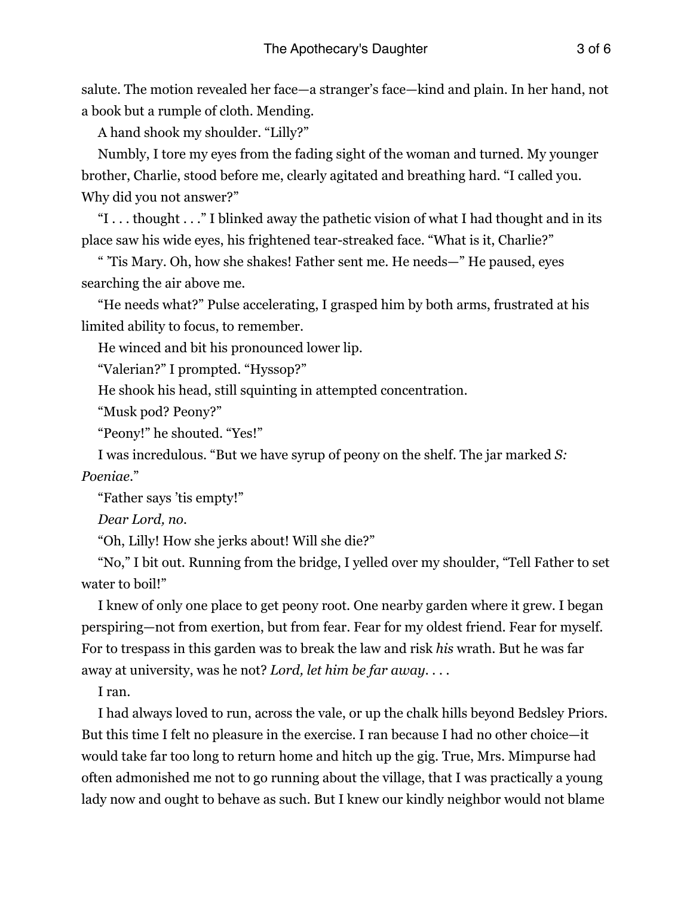salute. The motion revealed her face—a stranger's face—kind and plain. In her hand, not a book but a rumple of cloth. Mending.

A hand shook my shoulder. "Lilly?"

Numbly, I tore my eyes from the fading sight of the woman and turned. My younger brother, Charlie, stood before me, clearly agitated and breathing hard. "I called you. Why did you not answer?"

"I . . . thought . . ." I blinked away the pathetic vision of what I had thought and in its place saw his wide eyes, his frightened tear-streaked face. "What is it, Charlie?"

" 'Tis Mary. Oh, how she shakes! Father sent me. He needs—" He paused, eyes searching the air above me.

"He needs what?" Pulse accelerating, I grasped him by both arms, frustrated at his limited ability to focus, to remember.

He winced and bit his pronounced lower lip.

"Valerian?" I prompted. "Hyssop?"

He shook his head, still squinting in attempted concentration.

"Musk pod? Peony?"

"Peony!" he shouted. "Yes!"

I was incredulous. "But we have syrup of peony on the shelf. The jar marked *S: Poeniae*."

"Father says 'tis empty!"

*Dear Lord, no.*

"Oh, Lilly! How she jerks about! Will she die?"

"No," I bit out. Running from the bridge, I yelled over my shoulder, "Tell Father to set water to boil!"

I knew of only one place to get peony root. One nearby garden where it grew. I began perspiring—not from exertion, but from fear. Fear for my oldest friend. Fear for myself. For to trespass in this garden was to break the law and risk *his* wrath. But he was far away at university, was he not? *Lord, let him be far away. . . .*

I ran.

I had always loved to run, across the vale, or up the chalk hills beyond Bedsley Priors. But this time I felt no pleasure in the exercise. I ran because I had no other choice—it would take far too long to return home and hitch up the gig. True, Mrs. Mimpurse had often admonished me not to go running about the village, that I was practically a young lady now and ought to behave as such. But I knew our kindly neighbor would not blame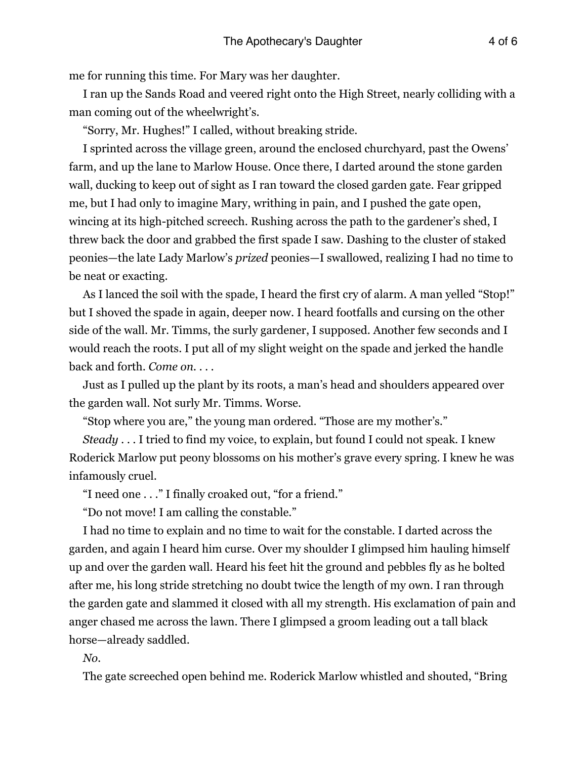me for running this time. For Mary was her daughter.

I ran up the Sands Road and veered right onto the High Street, nearly colliding with a man coming out of the wheelwright's.

"Sorry, Mr. Hughes!" I called, without breaking stride.

I sprinted across the village green, around the enclosed churchyard, past the Owens' farm, and up the lane to Marlow House. Once there, I darted around the stone garden wall, ducking to keep out of sight as I ran toward the closed garden gate. Fear gripped me, but I had only to imagine Mary, writhing in pain, and I pushed the gate open, wincing at its high-pitched screech. Rushing across the path to the gardener's shed, I threw back the door and grabbed the first spade I saw. Dashing to the cluster of staked peonies—the late Lady Marlow's *prized* peonies—I swallowed, realizing I had no time to be neat or exacting.

As I lanced the soil with the spade, I heard the first cry of alarm. A man yelled "Stop!" but I shoved the spade in again, deeper now. I heard footfalls and cursing on the other side of the wall. Mr. Timms, the surly gardener, I supposed. Another few seconds and I would reach the roots. I put all of my slight weight on the spade and jerked the handle back and forth. *Come on. . . .*

Just as I pulled up the plant by its roots, a man's head and shoulders appeared over the garden wall. Not surly Mr. Timms. Worse.

"Stop where you are," the young man ordered. "Those are my mother's."

*Steady* . . . I tried to find my voice, to explain, but found I could not speak. I knew Roderick Marlow put peony blossoms on his mother's grave every spring. I knew he was infamously cruel.

"I need one . . ." I finally croaked out, "for a friend."

"Do not move! I am calling the constable."

I had no time to explain and no time to wait for the constable. I darted across the garden, and again I heard him curse. Over my shoulder I glimpsed him hauling himself up and over the garden wall. Heard his feet hit the ground and pebbles fly as he bolted after me, his long stride stretching no doubt twice the length of my own. I ran through the garden gate and slammed it closed with all my strength. His exclamation of pain and anger chased me across the lawn. There I glimpsed a groom leading out a tall black horse—already saddled.

*No.*

The gate screeched open behind me. Roderick Marlow whistled and shouted, "Bring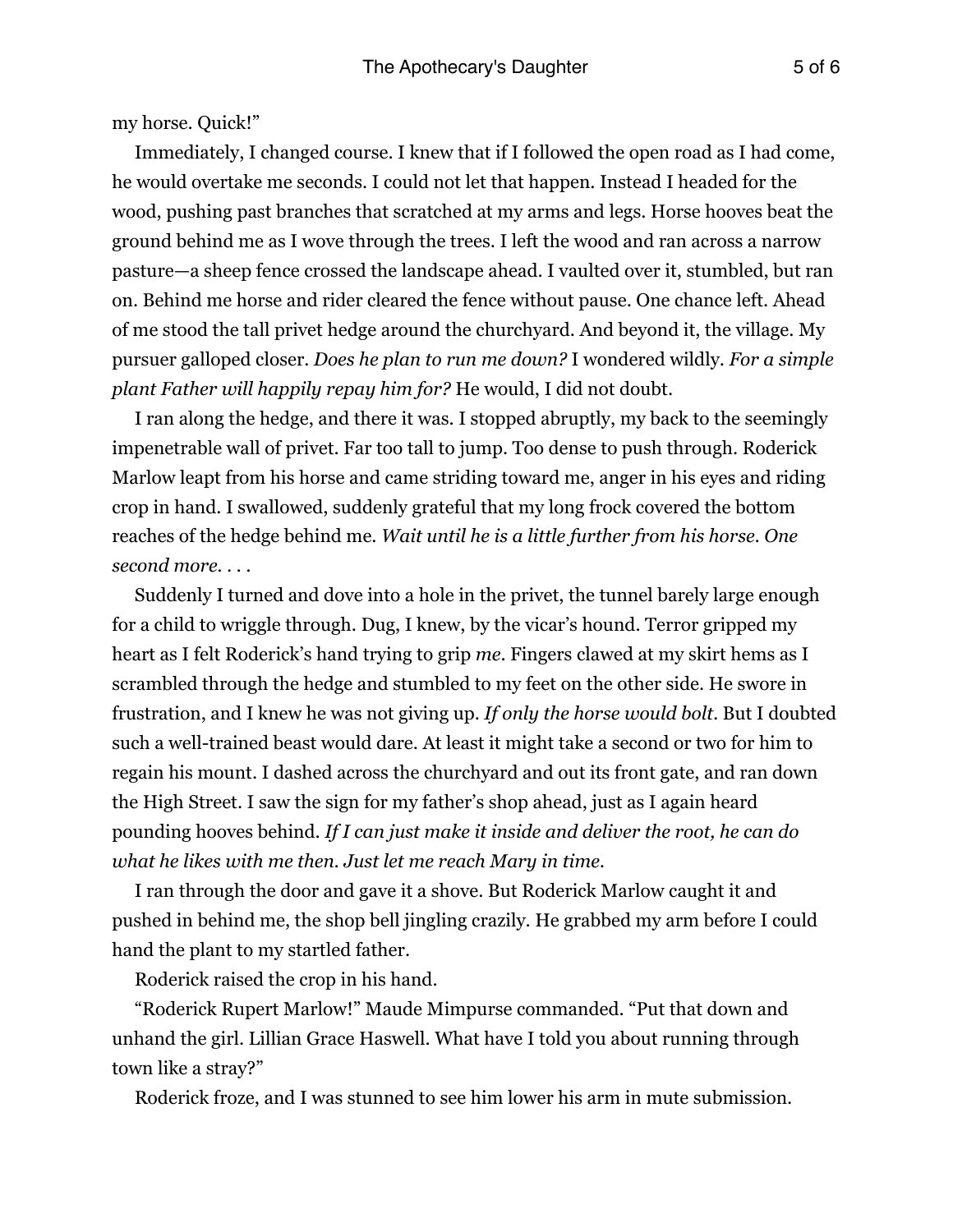my horse. Quick!"

Immediately, I changed course. I knew that if I followed the open road as I had come, he would overtake me seconds. I could not let that happen. Instead I headed for the wood, pushing past branches that scratched at my arms and legs. Horse hooves beat the ground behind me as I wove through the trees. I left the wood and ran across a narrow pasture—a sheep fence crossed the landscape ahead. I vaulted over it, stumbled, but ran on. Behind me horse and rider cleared the fence without pause. One chance left. Ahead of me stood the tall privet hedge around the churchyard. And beyond it, the village. My pursuer galloped closer. *Does he plan to run me down?* I wondered wildly. *For a simple plant Father will happily repay him for?* He would, I did not doubt.

I ran along the hedge, and there it was. I stopped abruptly, my back to the seemingly impenetrable wall of privet. Far too tall to jump. Too dense to push through. Roderick Marlow leapt from his horse and came striding toward me, anger in his eyes and riding crop in hand. I swallowed, suddenly grateful that my long frock covered the bottom reaches of the hedge behind me. *Wait until he is a little further from his horse. One second more. . . .*

Suddenly I turned and dove into a hole in the privet, the tunnel barely large enough for a child to wriggle through. Dug, I knew, by the vicar's hound. Terror gripped my heart as I felt Roderick's hand trying to grip *me*. Fingers clawed at my skirt hems as I scrambled through the hedge and stumbled to my feet on the other side. He swore in frustration, and I knew he was not giving up. *If only the horse would bolt.* But I doubted such a well-trained beast would dare. At least it might take a second or two for him to regain his mount. I dashed across the churchyard and out its front gate, and ran down the High Street. I saw the sign for my father's shop ahead, just as I again heard pounding hooves behind. *If I can just make it inside and deliver the root, he can do what he likes with me then. Just let me reach Mary in time.*

I ran through the door and gave it a shove. But Roderick Marlow caught it and pushed in behind me, the shop bell jingling crazily. He grabbed my arm before I could hand the plant to my startled father.

Roderick raised the crop in his hand.

"Roderick Rupert Marlow!" Maude Mimpurse commanded. "Put that down and unhand the girl. Lillian Grace Haswell. What have I told you about running through town like a stray?"

Roderick froze, and I was stunned to see him lower his arm in mute submission.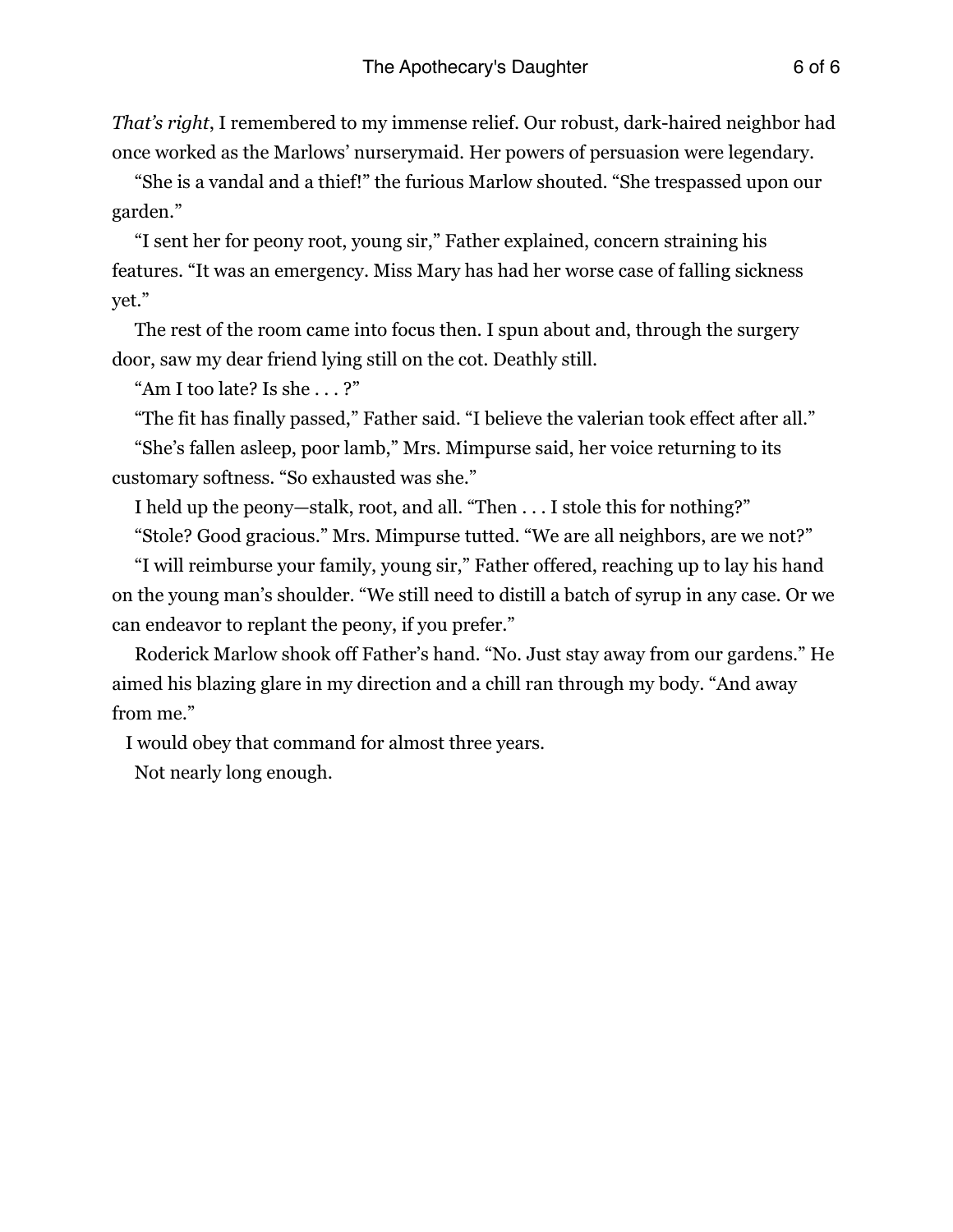*That's right*, I remembered to my immense relief. Our robust, dark-haired neighbor had once worked as the Marlows' nurserymaid. Her powers of persuasion were legendary.

"She is a vandal and a thief!" the furious Marlow shouted. "She trespassed upon our garden."

"I sent her for peony root, young sir," Father explained, concern straining his features. "It was an emergency. Miss Mary has had her worse case of falling sickness yet."

The rest of the room came into focus then. I spun about and, through the surgery door, saw my dear friend lying still on the cot. Deathly still.

"Am I too late? Is she . . . ?"

"The fit has finally passed," Father said. "I believe the valerian took effect after all."

"She's fallen asleep, poor lamb," Mrs. Mimpurse said, her voice returning to its customary softness. "So exhausted was she."

I held up the peony—stalk, root, and all. "Then . . . I stole this for nothing?"

"Stole? Good gracious." Mrs. Mimpurse tutted. "We are all neighbors, are we not?"

"I will reimburse your family, young sir," Father offered, reaching up to lay his hand on the young man's shoulder. "We still need to distill a batch of syrup in any case. Or we can endeavor to replant the peony, if you prefer."

Roderick Marlow shook off Father's hand. "No. Just stay away from our gardens." He aimed his blazing glare in my direction and a chill ran through my body. "And away from me."

I would obey that command for almost three years.

Not nearly long enough.